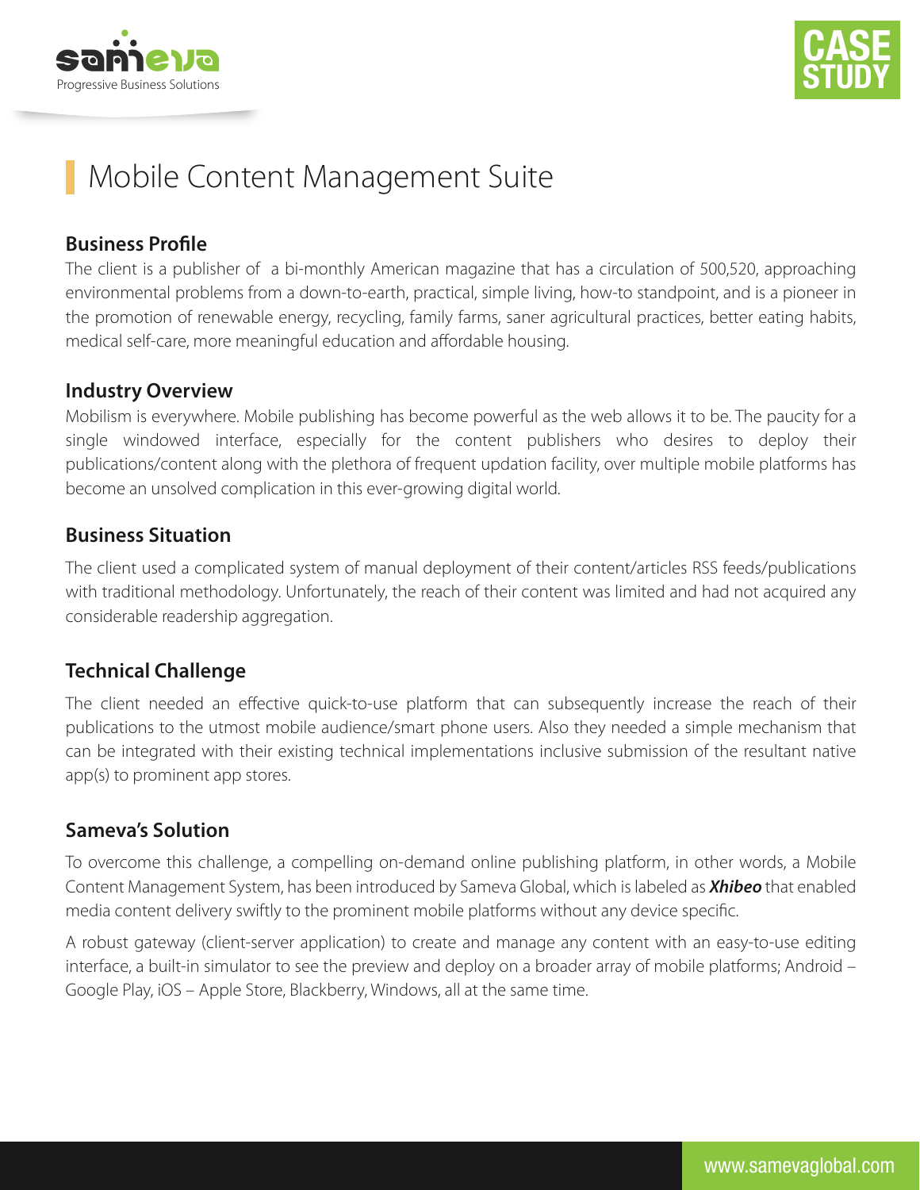# Mobile Content Management Suite

## Business Profile

The client is a publisher of  a bi-monthly American magazine that has a circulation of 500,520, approaching environmental problems from a down-to-earth, practical, simple living, how-to standpoint, and is a pioneer in the promotion of renewable energy, recycling, family farms, saner agricultural practices, better eating habits, medical self-care, more meaningful education and affordable housing.

## Industry Overview

Mobilism is everywhere. Mobile publishing has become powerful as the web allows it to be. The paucity for a single windowed interface, especially for the content publishers who desires to deploy their publications/content along with the plethora of frequent updation facility, over multiple mobile platforms has become an unsolved complication in this ever-growing digital world.

## Business Situation

The client used a complicated system of manual deployment of their content/articles RSS feeds/publications with traditional methodology. Unfortunately, the reach of their content was limited and had not acquired any considerable readership aggregation.

## Technical Challenge

The client needed an effective quick-to-use platform that can subsequently increase the reach of their publications to the utmost mobile audience/smart phone users. Also they needed a simple mechanism that can be integrated with their existing technical implementations inclusive submission of the resultant native app(s) to prominent app stores.

## Sameva's Solution

To overcome this challenge, a compelling on-demand online publishing platform, in other words, a Mobile Content Management System, has been introduced by Sameva Global, which is labeled as ***Xhibeo*** that enabled media content delivery swiftly to the prominent mobile platforms without any device specific.

A robust gateway (client-server application) to create and manage any content with an easy-to-use editing interface, a built-in simulator to see the preview and deploy on a broader array of mobile platforms; Android – Google Play, iOS – Apple Store, Blackberry, Windows, all at the same time.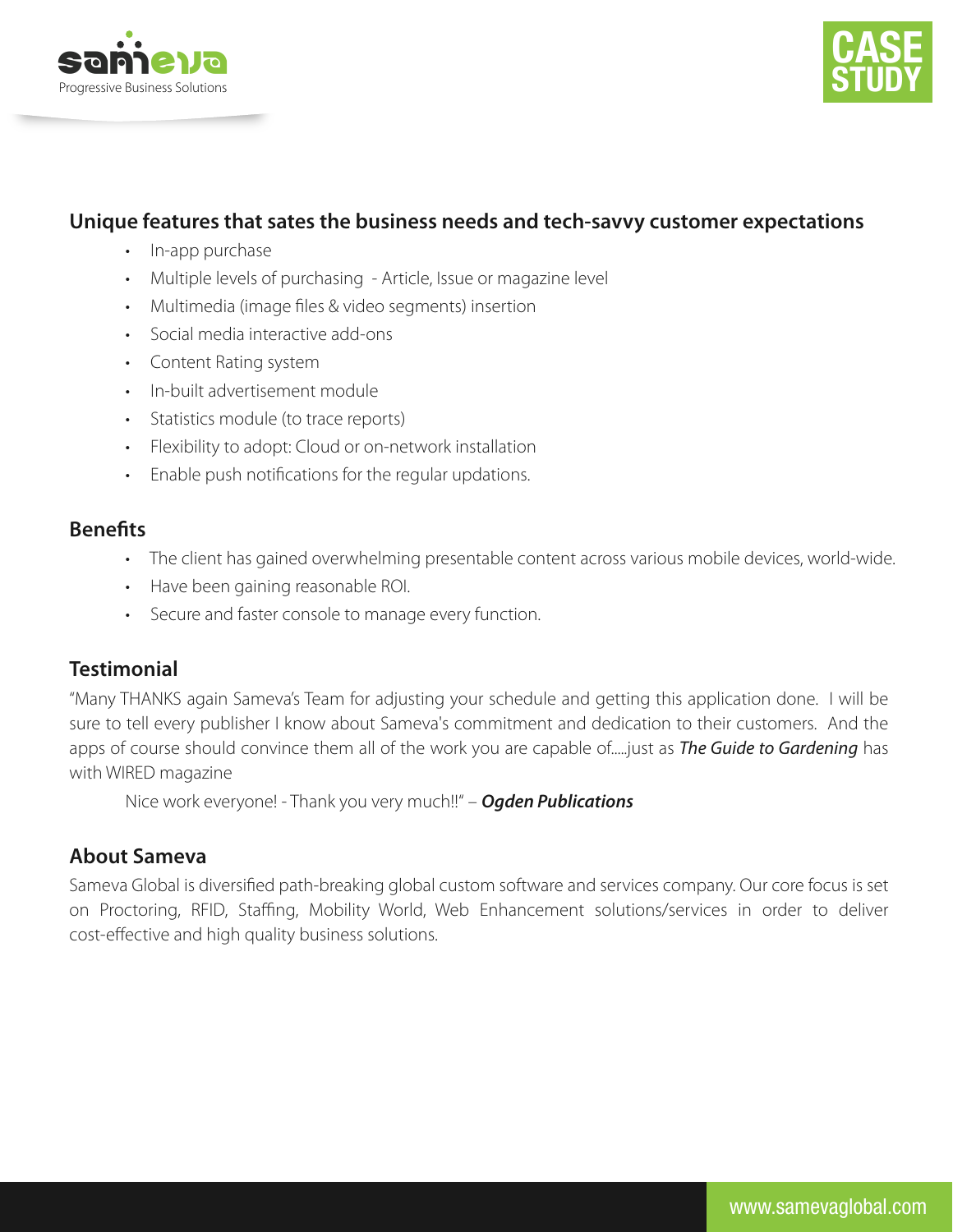## Unique features that sates the business needs and tech-savvy customer expectations

- In-app purchase
- Multiple levels of purchasing - Article, Issue or magazine level
- Multimedia (image files & video segments) insertion
- Social media interactive add-ons
- Content Rating system
- In-built advertisement module
- Statistics module (to trace reports)
- Flexibility to adopt: Cloud or on-network installation
- Enable push notifications for the regular updations.

## Benefits

- The client has gained overwhelming presentable content across various mobile devices, world-wide.
- Have been gaining reasonable ROI.
- Secure and faster console to manage every function.

## Testimonial

"Many THANKS again Sameva's Team for adjusting your schedule and getting this application done. I will be sure to tell every publisher I know about Sameva's commitment and dedication to their customers. And the apps of course should convince them all of the work you are capable of.....just as ***The Guide to Gardening*** has with WIRED magazine

Nice work everyone! - Thank you very much!!" – ***Ogden Publications***

## About Sameva

Sameva Global is diversified path-breaking global custom software and services company. Our core focus is set on Proctoring, RFID, Staffing, Mobility World, Web Enhancement solutions/services in order to deliver cost-effective and high quality business solutions.

www.samevaglobal.com